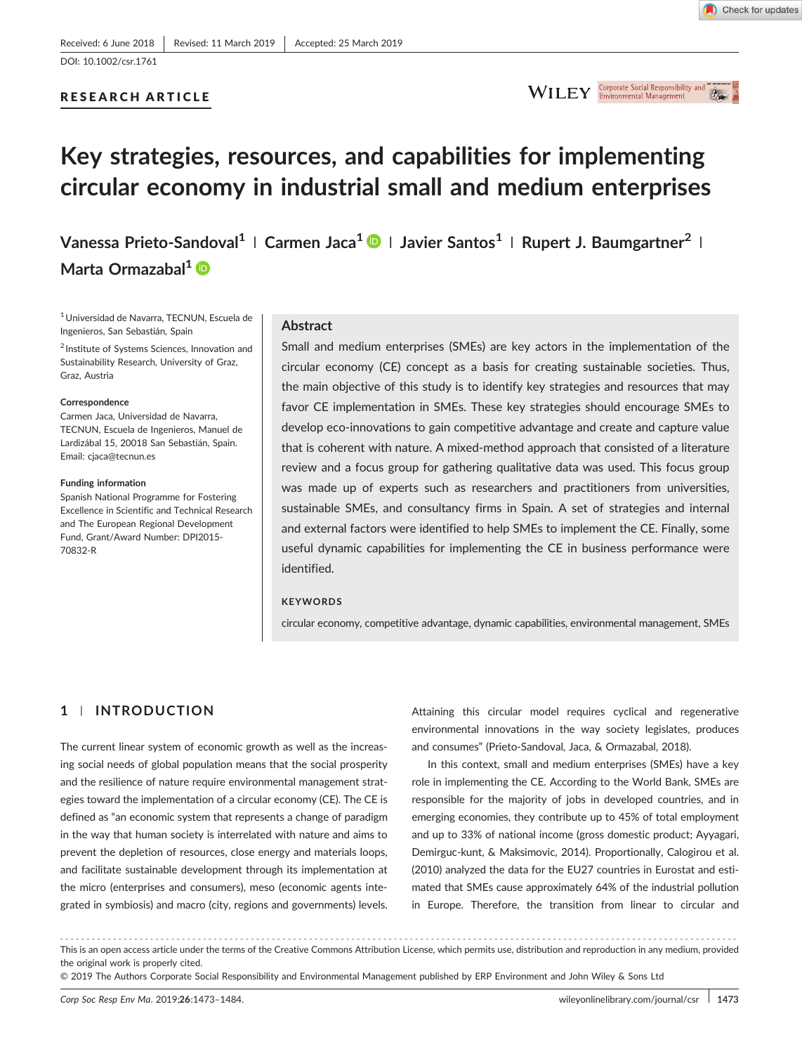Received: 6 June 2018 | Revised: 11 March 2019 | Accepted: 25 March 2019

DOI: 10.1002/csr.1761

RESEARCH ARTICLE

# Key strategies, resources, and capabilities for implementing circular economy in industrial small and medium enterprises

Vanessa Prieto-Sandoval[1] | Carmen Jaca[1] | Javier Santos[1] | Rupert J. Baumgartner[2] | Marta Ormazabal[1]

[1] Universidad de Navarra, TECNUN, Escuela de Ingenieros, San Sebastián, Spain

[2] Institute of Systems Sciences, Innovation and Sustainability Research, University of Graz, Graz, Austria

**Correspondence**
Carmen Jaca, Universidad de Navarra, TECNUN, Escuela de Ingenieros, Manuel de Lardizábal 15, 20018 San Sebastián, Spain.
Email: cjaca@tecnun.es

**Funding information**
Spanish National Programme for Fostering Excellence in Scientific and Technical Research and The European Regional Development Fund, Grant/Award Number: DPI2015-70832-R

## Abstract

Small and medium enterprises (SMEs) are key actors in the implementation of the circular economy (CE) concept as a basis for creating sustainable societies. Thus, the main objective of this study is to identify key strategies and resources that may favor CE implementation in SMEs. These key strategies should encourage SMEs to develop eco-innovations to gain competitive advantage and create and capture value that is coherent with nature. A mixed-method approach that consisted of a literature review and a focus group for gathering qualitative data was used. This focus group was made up of experts such as researchers and practitioners from universities, sustainable SMEs, and consultancy firms in Spain. A set of strategies and internal and external factors were identified to help SMEs to implement the CE. Finally, some useful dynamic capabilities for implementing the CE in business performance were identified.

**KEYWORDS**

circular economy, competitive advantage, dynamic capabilities, environmental management, SMEs

## 1 | INTRODUCTION

The current linear system of economic growth as well as the increasing social needs of global population means that the social prosperity and the resilience of nature require environmental management strategies toward the implementation of a circular economy (CE). The CE is defined as "an economic system that represents a change of paradigm in the way that human society is interrelated with nature and aims to prevent the depletion of resources, close energy and materials loops, and facilitate sustainable development through its implementation at the micro (enterprises and consumers), meso (economic agents integrated in symbiosis) and macro (city, regions and governments) levels. Attaining this circular model requires cyclical and regenerative environmental innovations in the way society legislates, produces and consumes" (Prieto-Sandoval, Jaca, & Ormazabal, 2018).

In this context, small and medium enterprises (SMEs) have a key role in implementing the CE. According to the World Bank, SMEs are responsible for the majority of jobs in developed countries, and in emerging economies, they contribute up to 45% of total employment and up to 33% of national income (gross domestic product; Ayyagari, Demirguc-kunt, & Maksimovic, 2014). Proportionally, Calogirou et al. (2010) analyzed the data for the EU27 countries in Eurostat and estimated that SMEs cause approximately 64% of the industrial pollution in Europe. Therefore, the transition from linear to circular and

This is an open access article under the terms of the Creative Commons Attribution License, which permits use, distribution and reproduction in any medium, provided the original work is properly cited.
© 2019 The Authors Corporate Social Responsibility and Environmental Management published by ERP Environment and John Wiley & Sons Ltd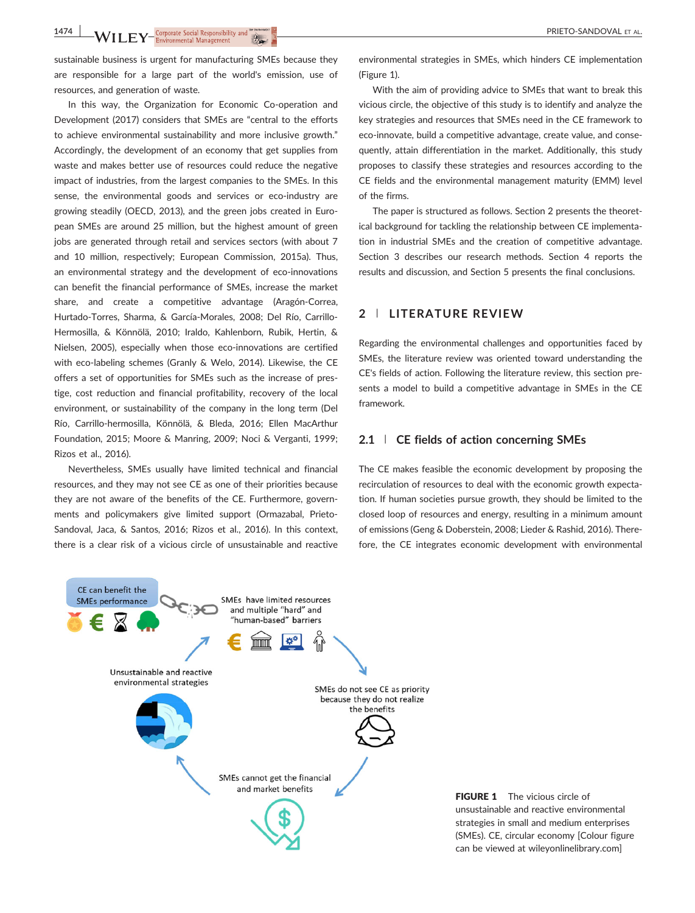sustainable business is urgent for manufacturing SMEs because they are responsible for a large part of the world's emission, use of resources, and generation of waste.

In this way, the Organization for Economic Co-operation and Development (2017) considers that SMEs are "central to the efforts to achieve environmental sustainability and more inclusive growth." Accordingly, the development of an economy that get supplies from waste and makes better use of resources could reduce the negative impact of industries, from the largest companies to the SMEs. In this sense, the environmental goods and services or eco-industry are growing steadily (OECD, 2013), and the green jobs created in European SMEs are around 25 million, but the highest amount of green jobs are generated through retail and services sectors (with about 7 and 10 million, respectively; European Commission, 2015a). Thus, an environmental strategy and the development of eco-innovations can benefit the financial performance of SMEs, increase the market share, and create a competitive advantage (Aragón-Correa, Hurtado-Torres, Sharma, & García-Morales, 2008; Del Río, Carrillo-Hermosilla, & Könnölä, 2010; Iraldo, Kahlenborn, Rubik, Hertin, & Nielsen, 2005), especially when those eco-innovations are certified with eco-labeling schemes (Granly & Welo, 2014). Likewise, the CE offers a set of opportunities for SMEs such as the increase of prestige, cost reduction and financial profitability, recovery of the local environment, or sustainability of the company in the long term (Del Río, Carrillo-hermosilla, Könnölä, & Bleda, 2016; Ellen MacArthur Foundation, 2015; Moore & Manring, 2009; Noci & Verganti, 1999; Rizos et al., 2016).

Nevertheless, SMEs usually have limited technical and financial resources, and they may not see CE as one of their priorities because they are not aware of the benefits of the CE. Furthermore, governments and policymakers give limited support (Ormazabal, Prieto-Sandoval, Jaca, & Santos, 2016; Rizos et al., 2016). In this context, there is a clear risk of a vicious circle of unsustainable and reactive environmental strategies in SMEs, which hinders CE implementation (Figure 1).

With the aim of providing advice to SMEs that want to break this vicious circle, the objective of this study is to identify and analyze the key strategies and resources that SMEs need in the CE framework to eco-innovate, build a competitive advantage, create value, and consequently, attain differentiation in the market. Additionally, this study proposes to classify these strategies and resources according to the CE fields and the environmental management maturity (EMM) level of the firms.

The paper is structured as follows. Section 2 presents the theoretical background for tackling the relationship between CE implementation in industrial SMEs and the creation of competitive advantage. Section 3 describes our research methods. Section 4 reports the results and discussion, and Section 5 presents the final conclusions.

## 2 | LITERATURE REVIEW

Regarding the environmental challenges and opportunities faced by SMEs, the literature review was oriented toward understanding the CE's fields of action. Following the literature review, this section presents a model to build a competitive advantage in SMEs in the CE framework.

### 2.1 | CE fields of action concerning SMEs

The CE makes feasible the economic development by proposing the recirculation of resources to deal with the economic growth expectation. If human societies pursue growth, they should be limited to the closed loop of resources and energy, resulting in a minimum amount of emissions (Geng & Doberstein, 2008; Lieder & Rashid, 2016). Therefore, the CE integrates economic development with environmental

CE can benefit the SMEs performance

SMEs have limited resources and multiple "hard" and "human-based" barriers

SMEs do not see CE as priority because they do not realize the benefits

SMEs cannot get the financial and market benefits

Unsustainable and reactive environmental strategies

**FIGURE 1** The vicious circle of unsustainable and reactive environmental strategies in small and medium enterprises (SMEs). CE, circular economy [Colour figure can be viewed at wileyonlinelibrary.com]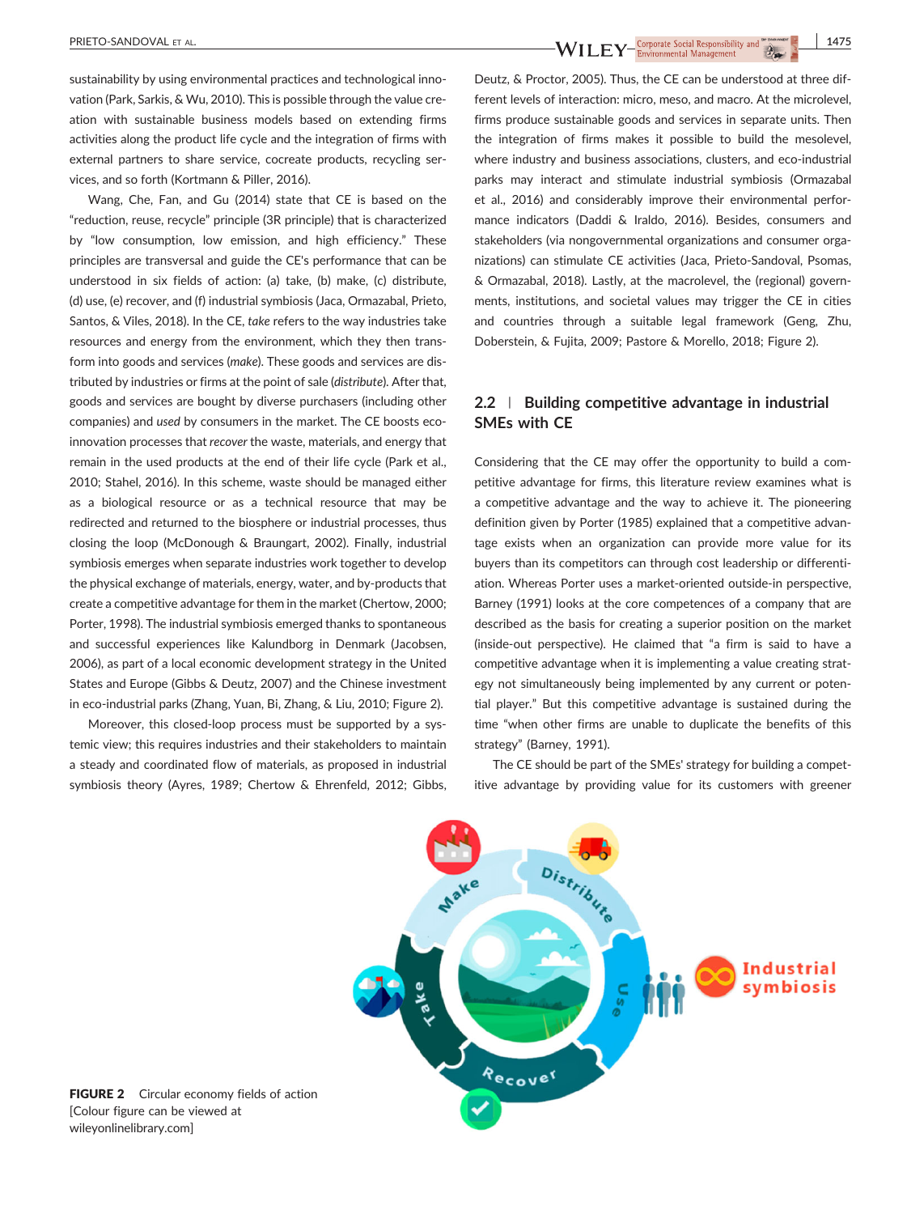sustainability by using environmental practices and technological innovation (Park, Sarkis, & Wu, 2010). This is possible through the value creation with sustainable business models based on extending firms activities along the product life cycle and the integration of firms with external partners to share service, cocreate products, recycling services, and so forth (Kortmann & Piller, 2016).

Wang, Che, Fan, and Gu (2014) state that CE is based on the "reduction, reuse, recycle" principle (3R principle) that is characterized by "low consumption, low emission, and high efficiency." These principles are transversal and guide the CE's performance that can be understood in six fields of action: (a) take, (b) make, (c) distribute, (d) use, (e) recover, and (f) industrial symbiosis (Jaca, Ormazabal, Prieto, Santos, & Viles, 2018). In the CE, *take* refers to the way industries take resources and energy from the environment, which they then transform into goods and services (*make*). These goods and services are distributed by industries or firms at the point of sale (*distribute*). After that, goods and services are bought by diverse purchasers (including other companies) and *used* by consumers in the market. The CE boosts eco-innovation processes that *recover* the waste, materials, and energy that remain in the used products at the end of their life cycle (Park et al., 2010; Stahel, 2016). In this scheme, waste should be managed either as a biological resource or as a technical resource that may be redirected and returned to the biosphere or industrial processes, thus closing the loop (McDonough & Braungart, 2002). Finally, industrial symbiosis emerges when separate industries work together to develop the physical exchange of materials, energy, water, and by-products that create a competitive advantage for them in the market (Chertow, 2000; Porter, 1998). The industrial symbiosis emerged thanks to spontaneous and successful experiences like Kalundborg in Denmark (Jacobsen, 2006), as part of a local economic development strategy in the United States and Europe (Gibbs & Deutz, 2007) and the Chinese investment in eco-industrial parks (Zhang, Yuan, Bi, Zhang, & Liu, 2010; Figure 2).

Moreover, this closed-loop process must be supported by a systemic view; this requires industries and their stakeholders to maintain a steady and coordinated flow of materials, as proposed in industrial symbiosis theory (Ayres, 1989; Chertow & Ehrenfeld, 2012; Gibbs, Deutz, & Proctor, 2005). Thus, the CE can be understood at three different levels of interaction: micro, meso, and macro. At the microlevel, firms produce sustainable goods and services in separate units. Then the integration of firms makes it possible to build the mesolevel, where industry and business associations, clusters, and eco-industrial parks may interact and stimulate industrial symbiosis (Ormazabal et al., 2016) and considerably improve their environmental performance indicators (Daddi & Iraldo, 2016). Besides, consumers and stakeholders (via nongovernmental organizations and consumer organizations) can stimulate CE activities (Jaca, Prieto-Sandoval, Psomas, & Ormazabal, 2018). Lastly, at the macrolevel, the (regional) governments, institutions, and societal values may trigger the CE in cities and countries through a suitable legal framework (Geng, Zhu, Doberstein, & Fujita, 2009; Pastore & Morello, 2018; Figure 2).

## 2.2 | Building competitive advantage in industrial SMEs with CE

Considering that the CE may offer the opportunity to build a competitive advantage for firms, this literature review examines what is a competitive advantage and the way to achieve it. The pioneering definition given by Porter (1985) explained that a competitive advantage exists when an organization can provide more value for its buyers than its competitors can through cost leadership or differentiation. Whereas Porter uses a market-oriented outside-in perspective, Barney (1991) looks at the core competences of a company that are described as the basis for creating a superior position on the market (inside-out perspective). He claimed that "a firm is said to have a competitive advantage when it is implementing a value creating strategy not simultaneously being implemented by any current or potential player." But this competitive advantage is sustained during the time "when other firms are unable to duplicate the benefits of this strategy" (Barney, 1991).

The CE should be part of the SMEs' strategy for building a competitive advantage by providing value for its customers with greener

**FIGURE 2** Circular economy fields of action [Colour figure can be viewed at wileyonlinelibrary.com]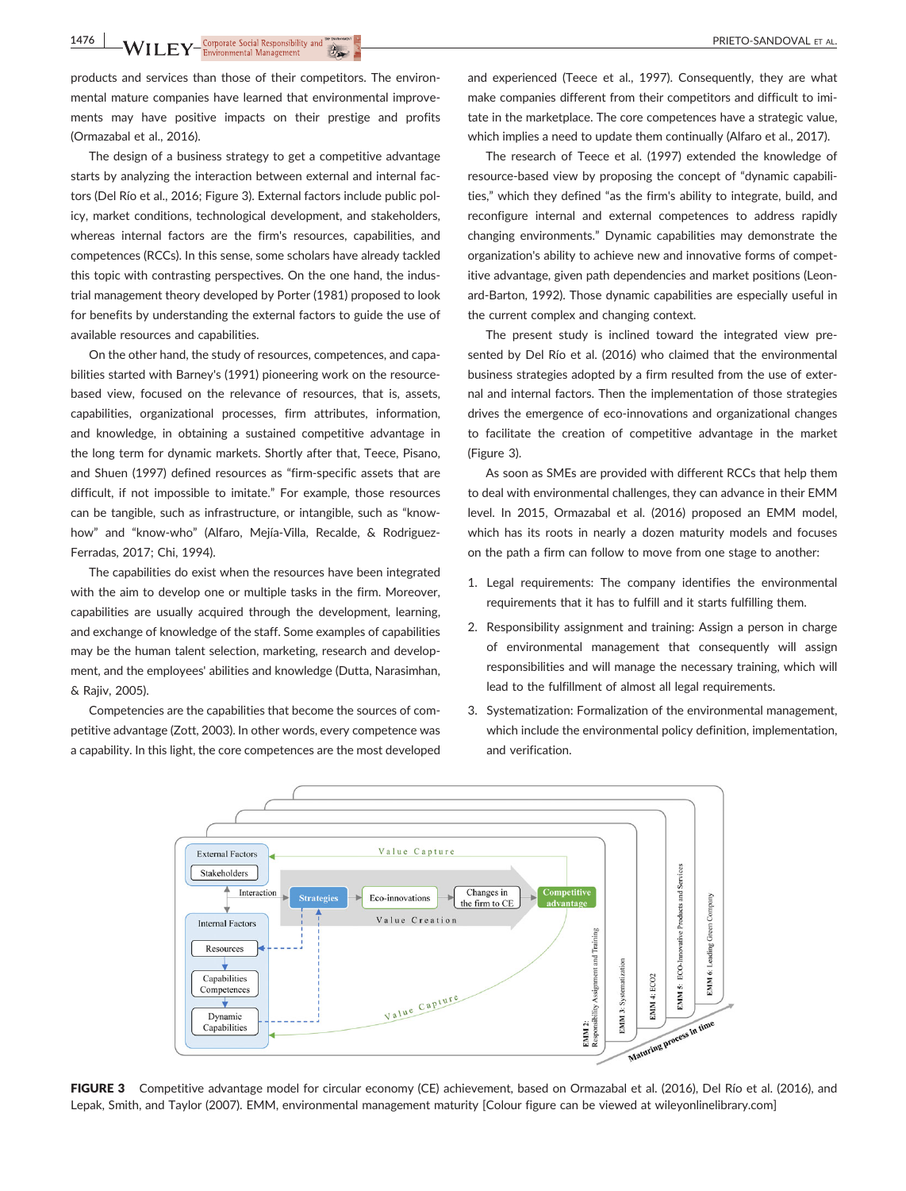products and services than those of their competitors. The environmental mature companies have learned that environmental improvements may have positive impacts on their prestige and profits (Ormazabal et al., 2016).

The design of a business strategy to get a competitive advantage starts by analyzing the interaction between external and internal factors (Del Río et al., 2016; Figure 3). External factors include public policy, market conditions, technological development, and stakeholders, whereas internal factors are the firm's resources, capabilities, and competences (RCCs). In this sense, some scholars have already tackled this topic with contrasting perspectives. On the one hand, the industrial management theory developed by Porter (1981) proposed to look for benefits by understanding the external factors to guide the use of available resources and capabilities.

On the other hand, the study of resources, competences, and capabilities started with Barney's (1991) pioneering work on the resource-based view, focused on the relevance of resources, that is, assets, capabilities, organizational processes, firm attributes, information, and knowledge, in obtaining a sustained competitive advantage in the long term for dynamic markets. Shortly after that, Teece, Pisano, and Shuen (1997) defined resources as "firm-specific assets that are difficult, if not impossible to imitate." For example, those resources can be tangible, such as infrastructure, or intangible, such as "know-how" and "know-who" (Alfaro, Mejía-Villa, Recalde, & Rodriguez-Ferradas, 2017; Chi, 1994).

The capabilities do exist when the resources have been integrated with the aim to develop one or multiple tasks in the firm. Moreover, capabilities are usually acquired through the development, learning, and exchange of knowledge of the staff. Some examples of capabilities may be the human talent selection, marketing, research and development, and the employees' abilities and knowledge (Dutta, Narasimhan, & Rajiv, 2005).

Competencies are the capabilities that become the sources of competitive advantage (Zott, 2003). In other words, every competence was a capability. In this light, the core competences are the most developed and experienced (Teece et al., 1997). Consequently, they are what make companies different from their competitors and difficult to imitate in the marketplace. The core competences have a strategic value, which implies a need to update them continually (Alfaro et al., 2017).

The research of Teece et al. (1997) extended the knowledge of resource-based view by proposing the concept of "dynamic capabilities," which they defined "as the firm's ability to integrate, build, and reconfigure internal and external competences to address rapidly changing environments." Dynamic capabilities may demonstrate the organization's ability to achieve new and innovative forms of competitive advantage, given path dependencies and market positions (Leonard-Barton, 1992). Those dynamic capabilities are especially useful in the current complex and changing context.

The present study is inclined toward the integrated view presented by Del Río et al. (2016) who claimed that the environmental business strategies adopted by a firm resulted from the use of external and internal factors. Then the implementation of those strategies drives the emergence of eco-innovations and organizational changes to facilitate the creation of competitive advantage in the market (Figure 3).

As soon as SMEs are provided with different RCCs that help them to deal with environmental challenges, they can advance in their EMM level. In 2015, Ormazabal et al. (2016) proposed an EMM model, which has its roots in nearly a dozen maturity models and focuses on the path a firm can follow to move from one stage to another:

1. Legal requirements: The company identifies the environmental requirements that it has to fulfill and it starts fulfilling them.
2. Responsibility assignment and training: Assign a person in charge of environmental management that consequently will assign responsibilities and will manage the necessary training, which will lead to the fulfillment of almost all legal requirements.
3. Systematization: Formalization of the environmental management, which include the environmental policy definition, implementation, and verification.

**FIGURE 3** Competitive advantage model for circular economy (CE) achievement, based on Ormazabal et al. (2016), Del Río et al. (2016), and Lepak, Smith, and Taylor (2007). EMM, environmental management maturity [Colour figure can be viewed at wileyonlinelibrary.com]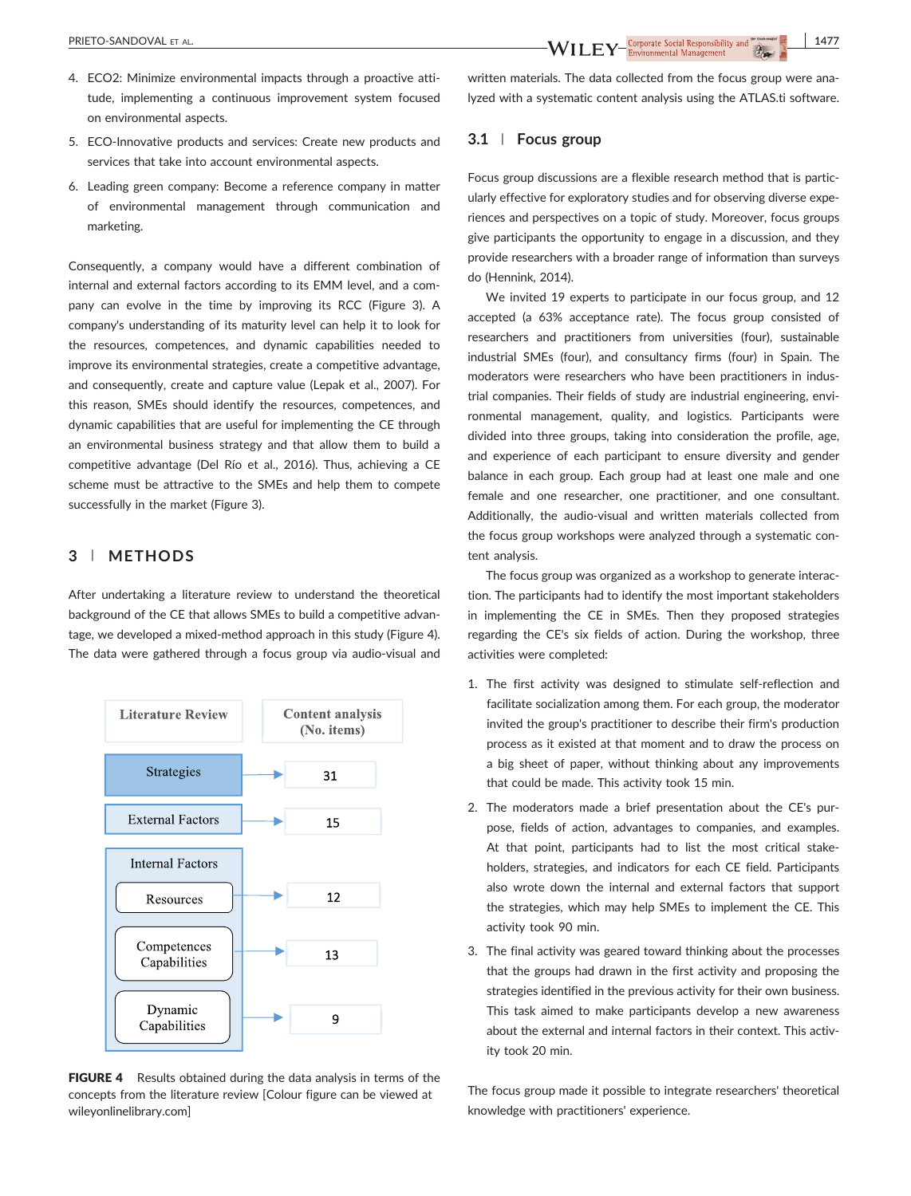4. ECO2: Minimize environmental impacts through a proactive attitude, implementing a continuous improvement system focused on environmental aspects.
5. ECO-Innovative products and services: Create new products and services that take into account environmental aspects.
6. Leading green company: Become a reference company in matter of environmental management through communication and marketing.

Consequently, a company would have a different combination of internal and external factors according to its EMM level, and a company can evolve in the time by improving its RCC (Figure 3). A company's understanding of its maturity level can help it to look for the resources, competences, and dynamic capabilities needed to improve its environmental strategies, create a competitive advantage, and consequently, create and capture value (Lepak et al., 2007). For this reason, SMEs should identify the resources, competences, and dynamic capabilities that are useful for implementing the CE through an environmental business strategy and that allow them to build a competitive advantage (Del Río et al., 2016). Thus, achieving a CE scheme must be attractive to the SMEs and help them to compete successfully in the market (Figure 3).

## 3 | METHODS

After undertaking a literature review to understand the theoretical background of the CE that allows SMEs to build a competitive advantage, we developed a mixed-method approach in this study (Figure 4). The data were gathered through a focus group via audio-visual and written materials. The data collected from the focus group were analyzed with a systematic content analysis using the ATLAS.ti software.

| Literature Review | Content analysis (No. items) |
| --- | --- |
| Strategies | 31 |
| External Factors | 15 |
| Internal Factors: Resources | 12 |
| Internal Factors: Competences Capabilities | 13 |
| Internal Factors: Dynamic Capabilities | 9 |

**FIGURE 4** Results obtained during the data analysis in terms of the concepts from the literature review [Colour figure can be viewed at wileyonlinelibrary.com]

### 3.1 | Focus group

Focus group discussions are a flexible research method that is particularly effective for exploratory studies and for observing diverse experiences and perspectives on a topic of study. Moreover, focus groups give participants the opportunity to engage in a discussion, and they provide researchers with a broader range of information than surveys do (Hennink, 2014).

We invited 19 experts to participate in our focus group, and 12 accepted (a 63% acceptance rate). The focus group consisted of researchers and practitioners from universities (four), sustainable industrial SMEs (four), and consultancy firms (four) in Spain. The moderators were researchers who have been practitioners in industrial companies. Their fields of study are industrial engineering, environmental management, quality, and logistics. Participants were divided into three groups, taking into consideration the profile, age, and experience of each participant to ensure diversity and gender balance in each group. Each group had at least one male and one female and one researcher, one practitioner, and one consultant. Additionally, the audio-visual and written materials collected from the focus group workshops were analyzed through a systematic content analysis.

The focus group was organized as a workshop to generate interaction. The participants had to identify the most important stakeholders in implementing the CE in SMEs. Then they proposed strategies regarding the CE's six fields of action. During the workshop, three activities were completed:

1. The first activity was designed to stimulate self-reflection and facilitate socialization among them. For each group, the moderator invited the group's practitioner to describe their firm's production process as it existed at that moment and to draw the process on a big sheet of paper, without thinking about any improvements that could be made. This activity took 15 min.
2. The moderators made a brief presentation about the CE's purpose, fields of action, advantages to companies, and examples. At that point, participants had to list the most critical stakeholders, strategies, and indicators for each CE field. Participants also wrote down the internal and external factors that support the strategies, which may help SMEs to implement the CE. This activity took 90 min.
3. The final activity was geared toward thinking about the processes that the groups had drawn in the first activity and proposing the strategies identified in the previous activity for their own business. This task aimed to make participants develop a new awareness about the external and internal factors in their context. This activity took 20 min.

The focus group made it possible to integrate researchers' theoretical knowledge with practitioners' experience.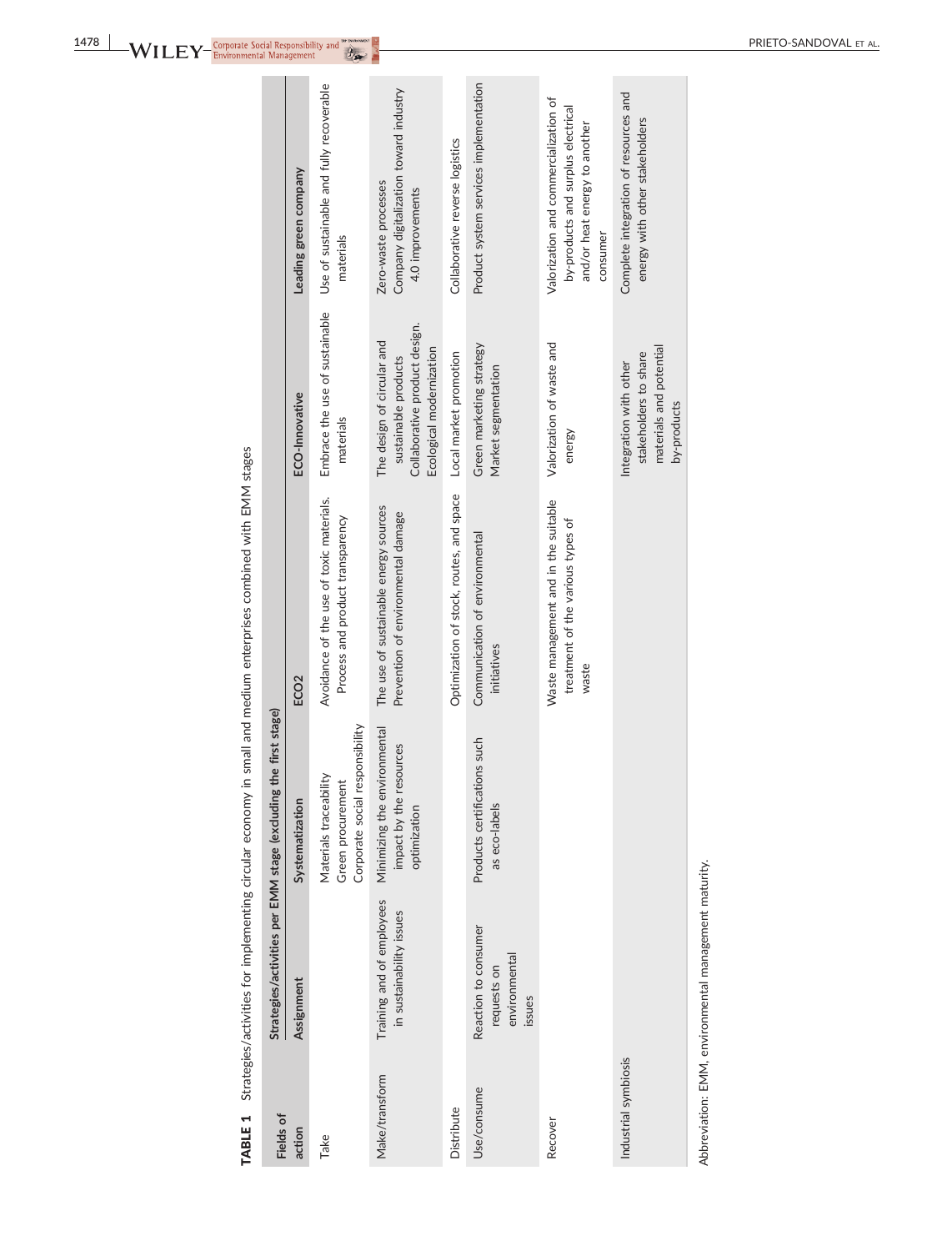**TABLE 1** Strategies/activities for implementing circular economy in small and medium enterprises combined with EMM stages

| Fields of action | Strategies/activities per EMM stage (excluding the first stage) | | | |
|---|---|---|---|---|
| | Assignment | Systematization | ECO2 | ECO-Innovative | Leading green company |
| Take | | Materials traceability<br>Green procurement<br>Corporate social responsibility | Avoidance of the use of toxic materials.<br>Process and product transparency | Embrace the use of sustainable materials | Use of sustainable and fully recoverable materials |
| Make/transform | Training and of employees in sustainability issues | Minimizing the environmental impact by the resources optimization | The use of sustainable energy sources<br>Prevention of environmental damage | The design of circular and sustainable products<br>Collaborative product design.<br>Ecological modernization | Zero-waste processes<br>Company digitalization toward industry 4.0 improvements |
| Distribute | | | Optimization of stock, routes, and space | Local market promotion | Collaborative reverse logistics |
| Use/consume | Reaction to consumer requests on environmental issues | Products certifications such as eco-labels | Communication of environmental initiatives | Green marketing strategy<br>Market segmentation | Product system services implementation |
| Recover | | | Waste management and in the suitable treatment of the various types of waste | Valorization of waste and energy | Valorization and commercialization of by-products and surplus electrical and/or heat energy to another consumer |
| Industrial symbiosis | | | | Integration with other stakeholders to share materials and potential by-products | Complete integration of resources and energy with other stakeholders |

Abbreviation: EMM, environmental management maturity.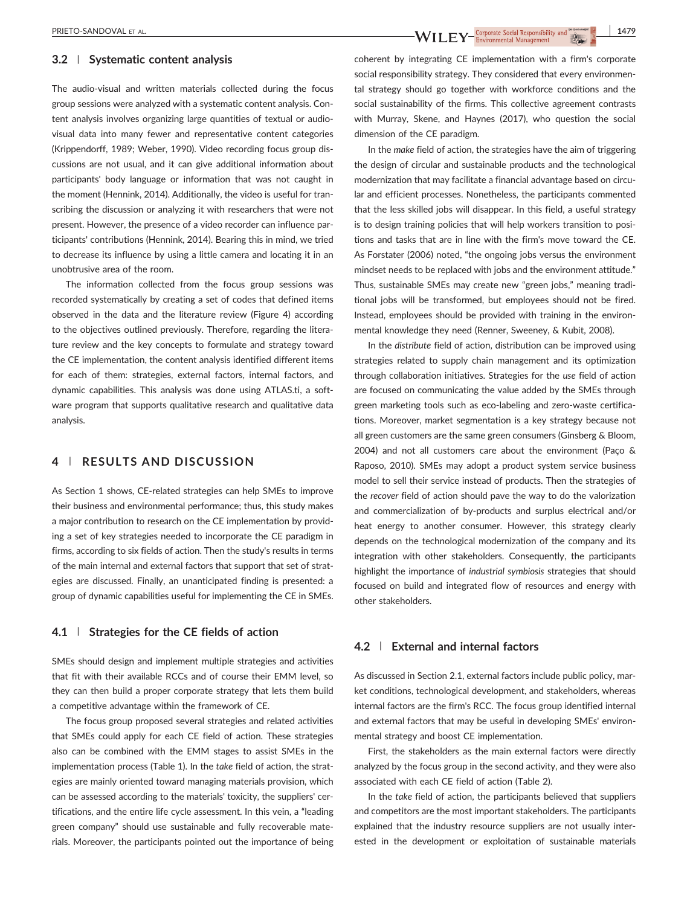### 3.2 | Systematic content analysis

The audio-visual and written materials collected during the focus group sessions were analyzed with a systematic content analysis. Content analysis involves organizing large quantities of textual or audio-visual data into many fewer and representative content categories (Krippendorff, 1989; Weber, 1990). Video recording focus group discussions are not usual, and it can give additional information about participants' body language or information that was not caught in the moment (Hennink, 2014). Additionally, the video is useful for transcribing the discussion or analyzing it with researchers that were not present. However, the presence of a video recorder can influence participants' contributions (Hennink, 2014). Bearing this in mind, we tried to decrease its influence by using a little camera and locating it in an unobtrusive area of the room.

The information collected from the focus group sessions was recorded systematically by creating a set of codes that defined items observed in the data and the literature review (Figure 4) according to the objectives outlined previously. Therefore, regarding the literature review and the key concepts to formulate and strategy toward the CE implementation, the content analysis identified different items for each of them: strategies, external factors, internal factors, and dynamic capabilities. This analysis was done using ATLAS.ti, a software program that supports qualitative research and qualitative data analysis.

## 4 | RESULTS AND DISCUSSION

As Section 1 shows, CE-related strategies can help SMEs to improve their business and environmental performance; thus, this study makes a major contribution to research on the CE implementation by providing a set of key strategies needed to incorporate the CE paradigm in firms, according to six fields of action. Then the study's results in terms of the main internal and external factors that support that set of strategies are discussed. Finally, an unanticipated finding is presented: a group of dynamic capabilities useful for implementing the CE in SMEs.

### 4.1 | Strategies for the CE fields of action

SMEs should design and implement multiple strategies and activities that fit with their available RCCs and of course their EMM level, so they can then build a proper corporate strategy that lets them build a competitive advantage within the framework of CE.

The focus group proposed several strategies and related activities that SMEs could apply for each CE field of action. These strategies also can be combined with the EMM stages to assist SMEs in the implementation process (Table 1). In the *take* field of action, the strategies are mainly oriented toward managing materials provision, which can be assessed according to the materials' toxicity, the suppliers' certifications, and the entire life cycle assessment. In this vein, a "leading green company" should use sustainable and fully recoverable materials. Moreover, the participants pointed out the importance of being coherent by integrating CE implementation with a firm's corporate social responsibility strategy. They considered that every environmental strategy should go together with workforce conditions and the social sustainability of the firms. This collective agreement contrasts with Murray, Skene, and Haynes (2017), who question the social dimension of the CE paradigm.

In the *make* field of action, the strategies have the aim of triggering the design of circular and sustainable products and the technological modernization that may facilitate a financial advantage based on circular and efficient processes. Nonetheless, the participants commented that the less skilled jobs will disappear. In this field, a useful strategy is to design training policies that will help workers transition to positions and tasks that are in line with the firm's move toward the CE. As Forstater (2006) noted, "the ongoing jobs versus the environment mindset needs to be replaced with jobs and the environment attitude." Thus, sustainable SMEs may create new "green jobs," meaning traditional jobs will be transformed, but employees should not be fired. Instead, employees should be provided with training in the environmental knowledge they need (Renner, Sweeney, & Kubit, 2008).

In the *distribute* field of action, distribution can be improved using strategies related to supply chain management and its optimization through collaboration initiatives. Strategies for the *use* field of action are focused on communicating the value added by the SMEs through green marketing tools such as eco-labeling and zero-waste certifications. Moreover, market segmentation is a key strategy because not all green customers are the same green consumers (Ginsberg & Bloom, 2004) and not all customers care about the environment (Paço & Raposo, 2010). SMEs may adopt a product system service business model to sell their service instead of products. Then the strategies of the *recover* field of action should pave the way to do the valorization and commercialization of by-products and surplus electrical and/or heat energy to another consumer. However, this strategy clearly depends on the technological modernization of the company and its integration with other stakeholders. Consequently, the participants highlight the importance of *industrial symbiosis* strategies that should focused on build and integrated flow of resources and energy with other stakeholders.

### 4.2 | External and internal factors

As discussed in Section 2.1, external factors include public policy, market conditions, technological development, and stakeholders, whereas internal factors are the firm's RCC. The focus group identified internal and external factors that may be useful in developing SMEs' environmental strategy and boost CE implementation.

First, the stakeholders as the main external factors were directly analyzed by the focus group in the second activity, and they were also associated with each CE field of action (Table 2).

In the *take* field of action, the participants believed that suppliers and competitors are the most important stakeholders. The participants explained that the industry resource suppliers are not usually interested in the development or exploitation of sustainable materials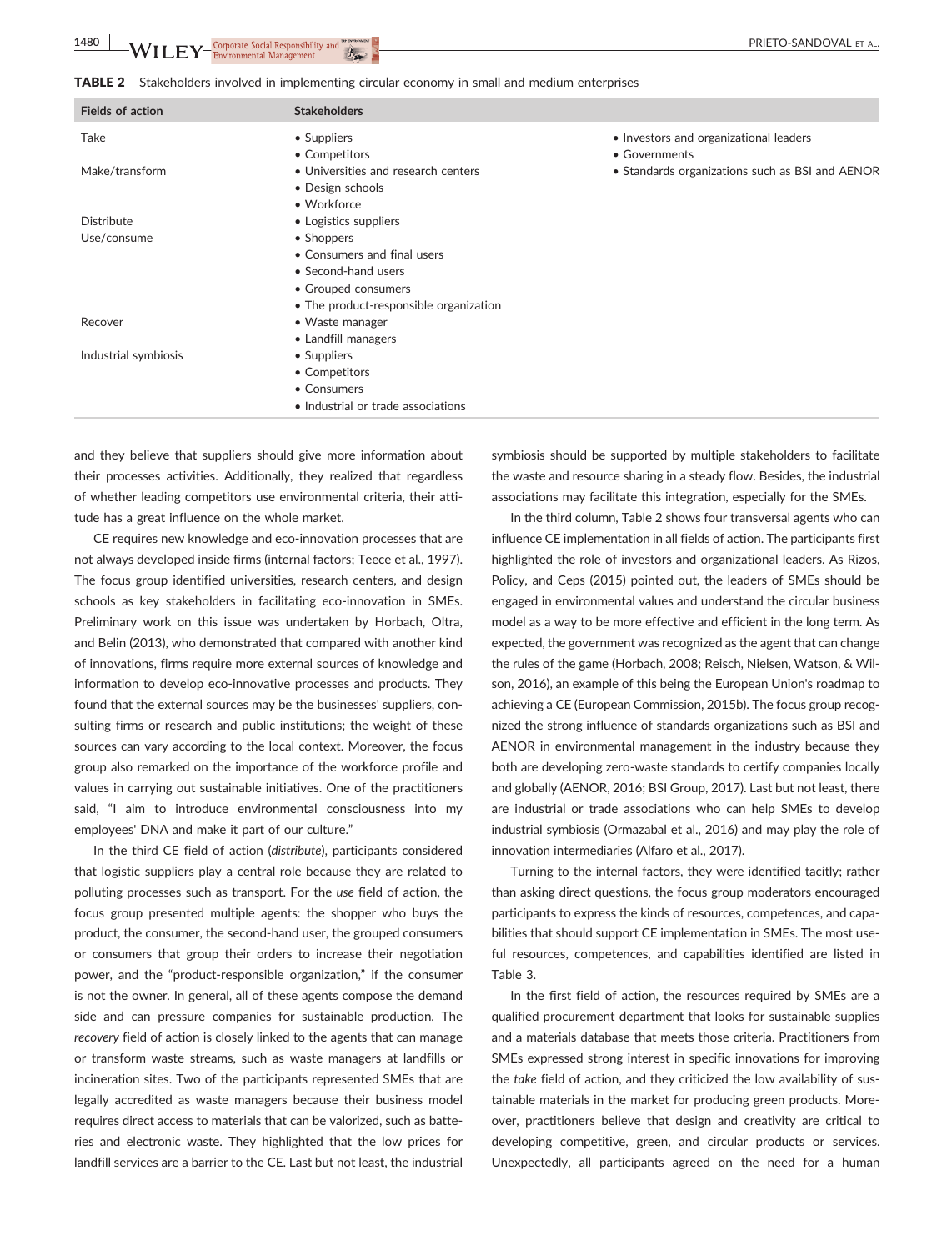**TABLE 2** Stakeholders involved in implementing circular economy in small and medium enterprises

| Fields of action | Stakeholders | |
|---|---|---|
| Take | • Suppliers<br>• Competitors | • Investors and organizational leaders<br>• Governments<br>• Standards organizations such as BSI and AENOR |
| Make/transform | • Universities and research centers<br>• Design schools<br>• Workforce | |
| Distribute | • Logistics suppliers | |
| Use/consume | • Shoppers<br>• Consumers and final users<br>• Second-hand users<br>• Grouped consumers<br>• The product-responsible organization | |
| Recover | • Waste manager<br>• Landfill managers | |
| Industrial symbiosis | • Suppliers<br>• Competitors<br>• Consumers<br>• Industrial or trade associations | |

and they believe that suppliers should give more information about their processes activities. Additionally, they realized that regardless of whether leading competitors use environmental criteria, their attitude has a great influence on the whole market.

CE requires new knowledge and eco-innovation processes that are not always developed inside firms (internal factors; Teece et al., 1997). The focus group identified universities, research centers, and design schools as key stakeholders in facilitating eco-innovation in SMEs. Preliminary work on this issue was undertaken by Horbach, Oltra, and Belin (2013), who demonstrated that compared with another kind of innovations, firms require more external sources of knowledge and information to develop eco-innovative processes and products. They found that the external sources may be the businesses' suppliers, consulting firms or research and public institutions; the weight of these sources can vary according to the local context. Moreover, the focus group also remarked on the importance of the workforce profile and values in carrying out sustainable initiatives. One of the practitioners said, "I aim to introduce environmental consciousness into my employees' DNA and make it part of our culture."

In the third CE field of action (*distribute*), participants considered that logistic suppliers play a central role because they are related to polluting processes such as transport. For the *use* field of action, the focus group presented multiple agents: the shopper who buys the product, the consumer, the second-hand user, the grouped consumers or consumers that group their orders to increase their negotiation power, and the "product-responsible organization," if the consumer is not the owner. In general, all of these agents compose the demand side and can pressure companies for sustainable production. The *recovery* field of action is closely linked to the agents that can manage or transform waste streams, such as waste managers at landfills or incineration sites. Two of the participants represented SMEs that are legally accredited as waste managers because their business model requires direct access to materials that can be valorized, such as batteries and electronic waste. They highlighted that the low prices for landfill services are a barrier to the CE. Last but not least, the industrial symbiosis should be supported by multiple stakeholders to facilitate the waste and resource sharing in a steady flow. Besides, the industrial associations may facilitate this integration, especially for the SMEs.

In the third column, Table 2 shows four transversal agents who can influence CE implementation in all fields of action. The participants first highlighted the role of investors and organizational leaders. As Rizos, Policy, and Ceps (2015) pointed out, the leaders of SMEs should be engaged in environmental values and understand the circular business model as a way to be more effective and efficient in the long term. As expected, the government was recognized as the agent that can change the rules of the game (Horbach, 2008; Reisch, Nielsen, Watson, & Wilson, 2016), an example of this being the European Union's roadmap to achieving a CE (European Commission, 2015b). The focus group recognized the strong influence of standards organizations such as BSI and AENOR in environmental management in the industry because they both are developing zero-waste standards to certify companies locally and globally (AENOR, 2016; BSI Group, 2017). Last but not least, there are industrial or trade associations who can help SMEs to develop industrial symbiosis (Ormazabal et al., 2016) and may play the role of innovation intermediaries (Alfaro et al., 2017).

Turning to the internal factors, they were identified tacitly; rather than asking direct questions, the focus group moderators encouraged participants to express the kinds of resources, competences, and capabilities that should support CE implementation in SMEs. The most useful resources, competences, and capabilities identified are listed in Table 3.

In the first field of action, the resources required by SMEs are a qualified procurement department that looks for sustainable supplies and a materials database that meets those criteria. Practitioners from SMEs expressed strong interest in specific innovations for improving the *take* field of action, and they criticized the low availability of sustainable materials in the market for producing green products. Moreover, practitioners believe that design and creativity are critical to developing competitive, green, and circular products or services. Unexpectedly, all participants agreed on the need for a human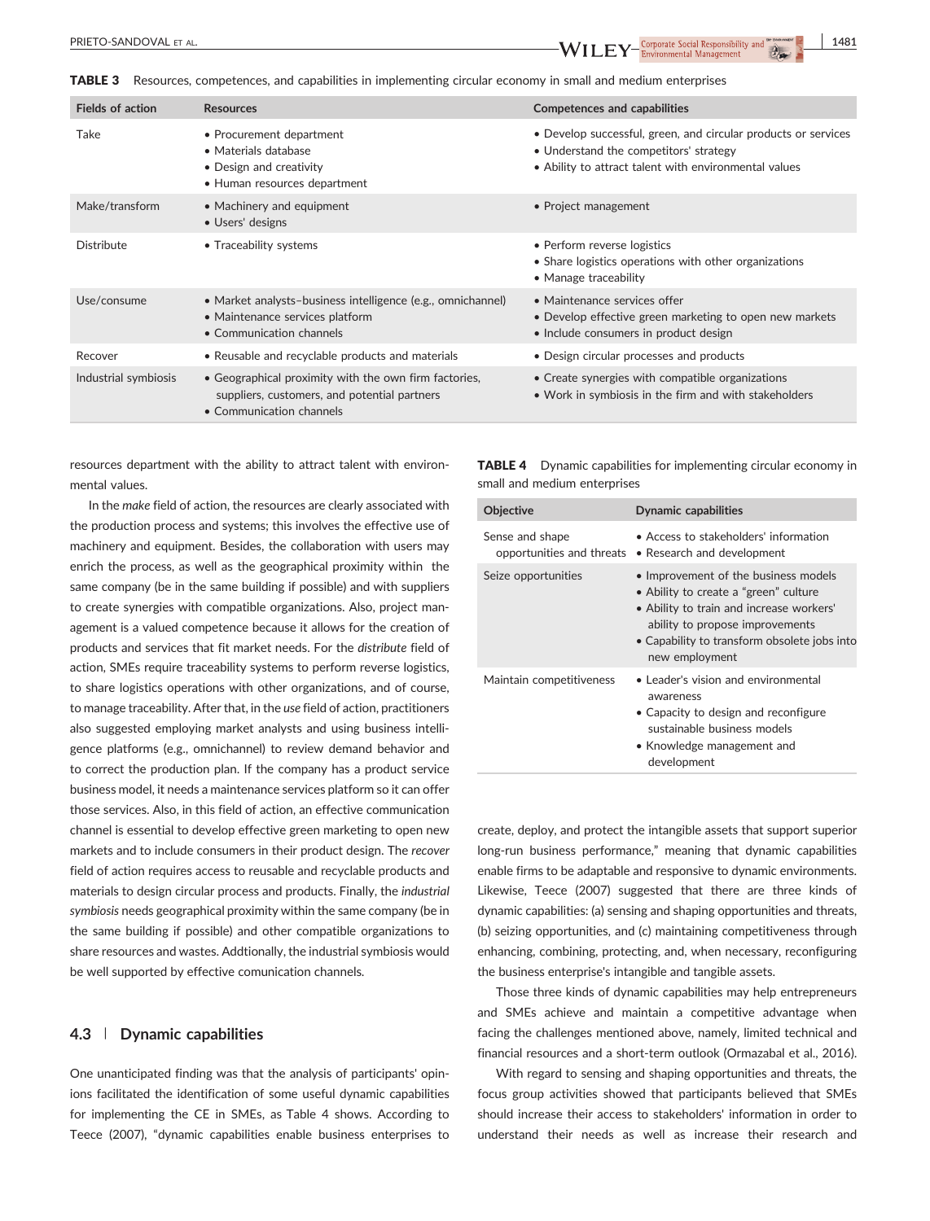**TABLE 3** Resources, competences, and capabilities in implementing circular economy in small and medium enterprises

| Fields of action | Resources | Competences and capabilities |
|---|---|---|
| Take | • Procurement department<br>• Materials database<br>• Design and creativity<br>• Human resources department | • Develop successful, green, and circular products or services<br>• Understand the competitors' strategy<br>• Ability to attract talent with environmental values |
| Make/transform | • Machinery and equipment<br>• Users' designs | • Project management |
| Distribute | • Traceability systems | • Perform reverse logistics<br>• Share logistics operations with other organizations<br>• Manage traceability |
| Use/consume | • Market analysts–business intelligence (e.g., omnichannel)<br>• Maintenance services platform<br>• Communication channels | • Maintenance services offer<br>• Develop effective green marketing to open new markets<br>• Include consumers in product design |
| Recover | • Reusable and recyclable products and materials | • Design circular processes and products |
| Industrial symbiosis | • Geographical proximity with the own firm factories, suppliers, customers, and potential partners<br>• Communication channels | • Create synergies with compatible organizations<br>• Work in symbiosis in the firm and with stakeholders |

resources department with the ability to attract talent with environmental values.

In the *make* field of action, the resources are clearly associated with the production process and systems; this involves the effective use of machinery and equipment. Besides, the collaboration with users may enrich the process, as well as the geographical proximity within the same company (be in the same building if possible) and with suppliers to create synergies with compatible organizations. Also, project management is a valued competence because it allows for the creation of products and services that fit market needs. For the *distribute* field of action, SMEs require traceability systems to perform reverse logistics, to share logistics operations with other organizations, and of course, to manage traceability. After that, in the *use* field of action, practitioners also suggested employing market analysts and using business intelligence platforms (e.g., omnichannel) to review demand behavior and to correct the production plan. If the company has a product service business model, it needs a maintenance services platform so it can offer those services. Also, in this field of action, an effective communication channel is essential to develop effective green marketing to open new markets and to include consumers in their product design. The *recover* field of action requires access to reusable and recyclable products and materials to design circular process and products. Finally, the *industrial symbiosis* needs geographical proximity within the same company (be in the same building if possible) and other compatible organizations to share resources and wastes. Addtionally, the industrial symbiosis would be well supported by effective comunication channels.

## 4.3 | Dynamic capabilities

One unanticipated finding was that the analysis of participants' opinions facilitated the identification of some useful dynamic capabilities for implementing the CE in SMEs, as Table 4 shows. According to Teece (2007), "dynamic capabilities enable business enterprises to create, deploy, and protect the intangible assets that support superior long-run business performance," meaning that dynamic capabilities enable firms to be adaptable and responsive to dynamic environments. Likewise, Teece (2007) suggested that there are three kinds of dynamic capabilities: (a) sensing and shaping opportunities and threats, (b) seizing opportunities, and (c) maintaining competitiveness through enhancing, combining, protecting, and, when necessary, reconfiguring the business enterprise's intangible and tangible assets.

**TABLE 4** Dynamic capabilities for implementing circular economy in small and medium enterprises

| Objective | Dynamic capabilities |
|---|---|
| Sense and shape opportunities and threats | • Access to stakeholders' information<br>• Research and development |
| Seize opportunities | • Improvement of the business models<br>• Ability to create a "green" culture<br>• Ability to train and increase workers' ability to propose improvements<br>• Capability to transform obsolete jobs into new employment |
| Maintain competitiveness | • Leader's vision and environmental awareness<br>• Capacity to design and reconfigure sustainable business models<br>• Knowledge management and development |

Those three kinds of dynamic capabilities may help entrepreneurs and SMEs achieve and maintain a competitive advantage when facing the challenges mentioned above, namely, limited technical and financial resources and a short-term outlook (Ormazabal et al., 2016).

With regard to sensing and shaping opportunities and threats, the focus group activities showed that participants believed that SMEs should increase their access to stakeholders' information in order to understand their needs as well as increase their research and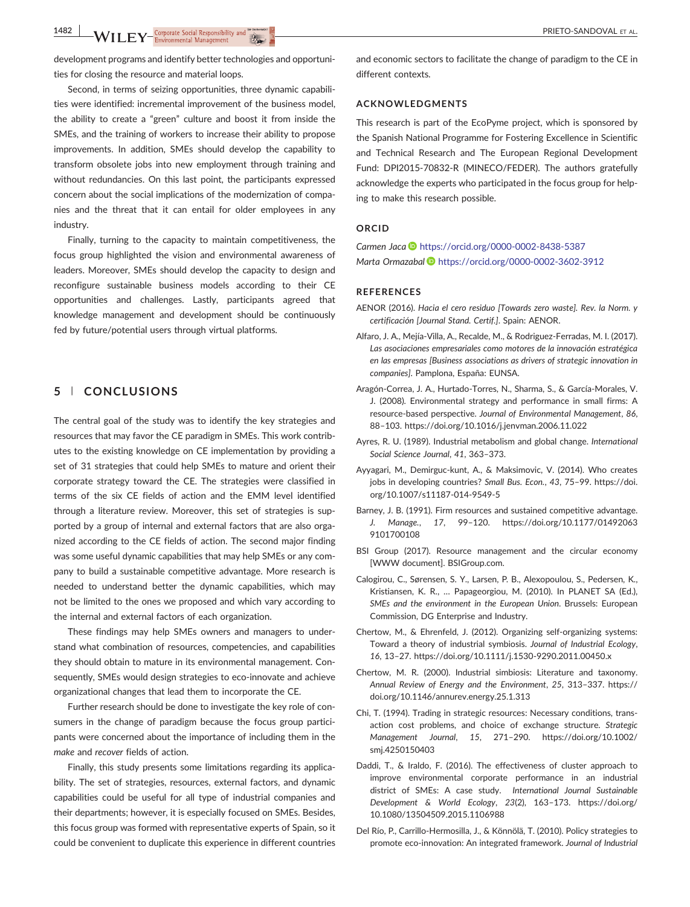development programs and identify better technologies and opportunities for closing the resource and material loops.

Second, in terms of seizing opportunities, three dynamic capabilities were identified: incremental improvement of the business model, the ability to create a "green" culture and boost it from inside the SMEs, and the training of workers to increase their ability to propose improvements. In addition, SMEs should develop the capability to transform obsolete jobs into new employment through training and without redundancies. On this last point, the participants expressed concern about the social implications of the modernization of companies and the threat that it can entail for older employees in any industry.

Finally, turning to the capacity to maintain competitiveness, the focus group highlighted the vision and environmental awareness of leaders. Moreover, SMEs should develop the capacity to design and reconfigure sustainable business models according to their CE opportunities and challenges. Lastly, participants agreed that knowledge management and development should be continuously fed by future/potential users through virtual platforms.

## 5 | CONCLUSIONS

The central goal of the study was to identify the key strategies and resources that may favor the CE paradigm in SMEs. This work contributes to the existing knowledge on CE implementation by providing a set of 31 strategies that could help SMEs to mature and orient their corporate strategy toward the CE. The strategies were classified in terms of the six CE fields of action and the EMM level identified through a literature review. Moreover, this set of strategies is supported by a group of internal and external factors that are also organized according to the CE fields of action. The second major finding was some useful dynamic capabilities that may help SMEs or any company to build a sustainable competitive advantage. More research is needed to understand better the dynamic capabilities, which may not be limited to the ones we proposed and which vary according to the internal and external factors of each organization.

These findings may help SMEs owners and managers to understand what combination of resources, competencies, and capabilities they should obtain to mature in its environmental management. Consequently, SMEs would design strategies to eco-innovate and achieve organizational changes that lead them to incorporate the CE.

Further research should be done to investigate the key role of consumers in the change of paradigm because the focus group participants were concerned about the importance of including them in the *make* and *recover* fields of action.

Finally, this study presents some limitations regarding its applicability. The set of strategies, resources, external factors, and dynamic capabilities could be useful for all type of industrial companies and their departments; however, it is especially focused on SMEs. Besides, this focus group was formed with representative experts of Spain, so it could be convenient to duplicate this experience in different countries and economic sectors to facilitate the change of paradigm to the CE in different contexts.

## ACKNOWLEDGMENTS

This research is part of the EcoPyme project, which is sponsored by the Spanish National Programme for Fostering Excellence in Scientific and Technical Research and The European Regional Development Fund: DPI2015-70832-R (MINECO/FEDER). The authors gratefully acknowledge the experts who participated in the focus group for helping to make this research possible.

## ORCID

*Carmen Jaca* https://orcid.org/0000-0002-8438-5387
*Marta Ormazabal* https://orcid.org/0000-0002-3602-3912

## REFERENCES

AENOR (2016). *Hacia el cero residuo [Towards zero waste]. Rev. la Norm. y certificación [Journal Stand. Certif.]*. Spain: AENOR.

Alfaro, J. A., Mejía-Villa, A., Recalde, M., & Rodriguez-Ferradas, M. I. (2017). *Las asociaciones empresariales como motores de la innovación estratégica en las empresas [Business associations as drivers of strategic innovation in companies]*. Pamplona, España: EUNSA.

Aragón-Correa, J. A., Hurtado-Torres, N., Sharma, S., & García-Morales, V. J. (2008). Environmental strategy and performance in small firms: A resource-based perspective. *Journal of Environmental Management*, *86*, 88–103. https://doi.org/10.1016/j.jenvman.2006.11.022

Ayres, R. U. (1989). Industrial metabolism and global change. *International Social Science Journal*, *41*, 363–373.

Ayyagari, M., Demirguc-kunt, A., & Maksimovic, V. (2014). Who creates jobs in developing countries? *Small Bus. Econ.*, *43*, 75–99. https://doi.org/10.1007/s11187-014-9549-5

Barney, J. B. (1991). Firm resources and sustained competitive advantage. *J. Manage.*, *17*, 99–120. https://doi.org/10.1177/014920639101700108

BSI Group (2017). Resource management and the circular economy [WWW document]. BSIGroup.com.

Calogirou, C., Sørensen, S. Y., Larsen, P. B., Alexopoulou, S., Pedersen, K., Kristiansen, K. R., … Papageorgiou, M. (2010). In PLANET SA (Ed.), *SMEs and the environment in the European Union*. Brussels: European Commission, DG Enterprise and Industry.

Chertow, M., & Ehrenfeld, J. (2012). Organizing self-organizing systems: Toward a theory of industrial symbiosis. *Journal of Industrial Ecology*, *16*, 13–27. https://doi.org/10.1111/j.1530-9290.2011.00450.x

Chertow, M. R. (2000). Industrial simbiosis: Literature and taxonomy. *Annual Review of Energy and the Environment*, *25*, 313–337. https://doi.org/10.1146/annurev.energy.25.1.313

Chi, T. (1994). Trading in strategic resources: Necessary conditions, transaction cost problems, and choice of exchange structure. *Strategic Management Journal*, *15*, 271–290. https://doi.org/10.1002/smj.4250150403

Daddi, T., & Iraldo, F. (2016). The effectiveness of cluster approach to improve environmental corporate performance in an industrial district of SMEs: A case study. *International Journal Sustainable Development & World Ecology*, *23*(2), 163–173. https://doi.org/10.1080/13504509.2015.1106988

Del Río, P., Carrillo-Hermosilla, J., & Könnölä, T. (2010). Policy strategies to promote eco-innovation: An integrated framework. *Journal of Industrial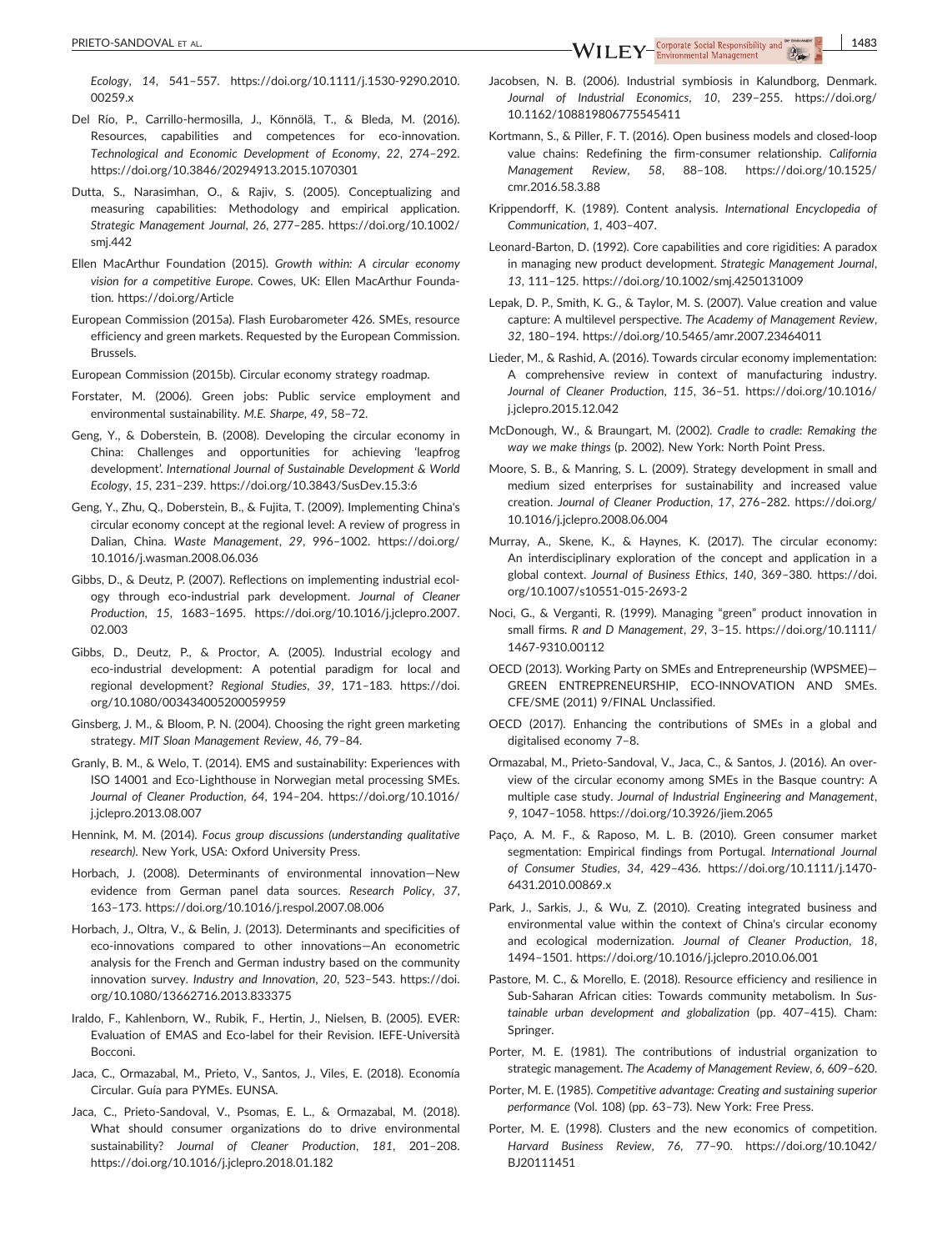*Ecology*, *14*, 541–557. https://doi.org/10.1111/j.1530-9290.2010.00259.x

Del Río, P., Carrillo-hermosilla, J., Könnölä, T., & Bleda, M. (2016). Resources, capabilities and competences for eco-innovation. *Technological and Economic Development of Economy*, *22*, 274–292. https://doi.org/10.3846/20294913.2015.1070301

Dutta, S., Narasimhan, O., & Rajiv, S. (2005). Conceptualizing and measuring capabilities: Methodology and empirical application. *Strategic Management Journal*, *26*, 277–285. https://doi.org/10.1002/smj.442

Ellen MacArthur Foundation (2015). *Growth within: A circular economy vision for a competitive Europe*. Cowes, UK: Ellen MacArthur Foundation. https://doi.org/Article

European Commission (2015a). Flash Eurobarometer 426. SMEs, resource efficiency and green markets. Requested by the European Commission. Brussels.

European Commission (2015b). Circular economy strategy roadmap.

Forstater, M. (2006). Green jobs: Public service employment and environmental sustainability. *M.E. Sharpe*, *49*, 58–72.

Geng, Y., & Doberstein, B. (2008). Developing the circular economy in China: Challenges and opportunities for achieving 'leapfrog development'. *International Journal of Sustainable Development & World Ecology*, *15*, 231–239. https://doi.org/10.3843/SusDev.15.3:6

Geng, Y., Zhu, Q., Doberstein, B., & Fujita, T. (2009). Implementing China's circular economy concept at the regional level: A review of progress in Dalian, China. *Waste Management*, *29*, 996–1002. https://doi.org/10.1016/j.wasman.2008.06.036

Gibbs, D., & Deutz, P. (2007). Reflections on implementing industrial ecology through eco-industrial park development. *Journal of Cleaner Production*, *15*, 1683–1695. https://doi.org/10.1016/j.jclepro.2007.02.003

Gibbs, D., Deutz, P., & Proctor, A. (2005). Industrial ecology and eco-industrial development: A potential paradigm for local and regional development? *Regional Studies*, *39*, 171–183. https://doi.org/10.1080/003434005200059959

Ginsberg, J. M., & Bloom, P. N. (2004). Choosing the right green marketing strategy. *MIT Sloan Management Review*, *46*, 79–84.

Granly, B. M., & Welo, T. (2014). EMS and sustainability: Experiences with ISO 14001 and Eco-Lighthouse in Norwegian metal processing SMEs. *Journal of Cleaner Production*, *64*, 194–204. https://doi.org/10.1016/j.jclepro.2013.08.007

Hennink, M. M. (2014). *Focus group discussions (understanding qualitative research)*. New York, USA: Oxford University Press.

Horbach, J. (2008). Determinants of environmental innovation—New evidence from German panel data sources. *Research Policy*, *37*, 163–173. https://doi.org/10.1016/j.respol.2007.08.006

Horbach, J., Oltra, V., & Belin, J. (2013). Determinants and specificities of eco-innovations compared to other innovations—An econometric analysis for the French and German industry based on the community innovation survey. *Industry and Innovation*, *20*, 523–543. https://doi.org/10.1080/13662716.2013.833375

Iraldo, F., Kahlenborn, W., Rubik, F., Hertin, J., Nielsen, B. (2005). EVER: Evaluation of EMAS and Eco-label for their Revision. IEFE-Università Bocconi.

Jaca, C., Ormazabal, M., Prieto, V., Santos, J., Viles, E. (2018). Economía Circular. Guía para PYMEs. EUNSA.

Jaca, C., Prieto-Sandoval, V., Psomas, E. L., & Ormazabal, M. (2018). What should consumer organizations do to drive environmental sustainability? *Journal of Cleaner Production*, *181*, 201–208. https://doi.org/10.1016/j.jclepro.2018.01.182

Jacobsen, N. B. (2006). Industrial symbiosis in Kalundborg, Denmark. *Journal of Industrial Economics*, *10*, 239–255. https://doi.org/10.1162/108819806775545411

Kortmann, S., & Piller, F. T. (2016). Open business models and closed-loop value chains: Redefining the firm-consumer relationship. *California Management Review*, *58*, 88–108. https://doi.org/10.1525/cmr.2016.58.3.88

Krippendorff, K. (1989). Content analysis. *International Encyclopedia of Communication*, *1*, 403–407.

Leonard-Barton, D. (1992). Core capabilities and core rigidities: A paradox in managing new product development. *Strategic Management Journal*, *13*, 111–125. https://doi.org/10.1002/smj.4250131009

Lepak, D. P., Smith, K. G., & Taylor, M. S. (2007). Value creation and value capture: A multilevel perspective. *The Academy of Management Review*, *32*, 180–194. https://doi.org/10.5465/amr.2007.23464011

Lieder, M., & Rashid, A. (2016). Towards circular economy implementation: A comprehensive review in context of manufacturing industry. *Journal of Cleaner Production*, *115*, 36–51. https://doi.org/10.1016/j.jclepro.2015.12.042

McDonough, W., & Braungart, M. (2002). *Cradle to cradle: Remaking the way we make things* (p. 2002). New York: North Point Press.

Moore, S. B., & Manring, S. L. (2009). Strategy development in small and medium sized enterprises for sustainability and increased value creation. *Journal of Cleaner Production*, *17*, 276–282. https://doi.org/10.1016/j.jclepro.2008.06.004

Murray, A., Skene, K., & Haynes, K. (2017). The circular economy: An interdisciplinary exploration of the concept and application in a global context. *Journal of Business Ethics*, *140*, 369–380. https://doi.org/10.1007/s10551-015-2693-2

Noci, G., & Verganti, R. (1999). Managing "green" product innovation in small firms. *R and D Management*, *29*, 3–15. https://doi.org/10.1111/1467-9310.00112

OECD (2013). Working Party on SMEs and Entrepreneurship (WPSMEE)—GREEN ENTREPRENEURSHIP, ECO-INNOVATION AND SMEs. CFE/SME (2011) 9/FINAL Unclassified.

OECD (2017). Enhancing the contributions of SMEs in a global and digitalised economy 7–8.

Ormazabal, M., Prieto-Sandoval, V., Jaca, C., & Santos, J. (2016). An overview of the circular economy among SMEs in the Basque country: A multiple case study. *Journal of Industrial Engineering and Management*, *9*, 1047–1058. https://doi.org/10.3926/jiem.2065

Paço, A. M. F., & Raposo, M. L. B. (2010). Green consumer market segmentation: Empirical findings from Portugal. *International Journal of Consumer Studies*, *34*, 429–436. https://doi.org/10.1111/j.1470-6431.2010.00869.x

Park, J., Sarkis, J., & Wu, Z. (2010). Creating integrated business and environmental value within the context of China's circular economy and ecological modernization. *Journal of Cleaner Production*, *18*, 1494–1501. https://doi.org/10.1016/j.jclepro.2010.06.001

Pastore, M. C., & Morello, E. (2018). Resource efficiency and resilience in Sub-Saharan African cities: Towards community metabolism. In *Sustainable urban development and globalization* (pp. 407–415). Cham: Springer.

Porter, M. E. (1981). The contributions of industrial organization to strategic management. *The Academy of Management Review*, *6*, 609–620.

Porter, M. E. (1985). *Competitive advantage: Creating and sustaining superior performance* (Vol. 108) (pp. 63–73). New York: Free Press.

Porter, M. E. (1998). Clusters and the new economics of competition. *Harvard Business Review*, *76*, 77–90. https://doi.org/10.1042/BJ20111451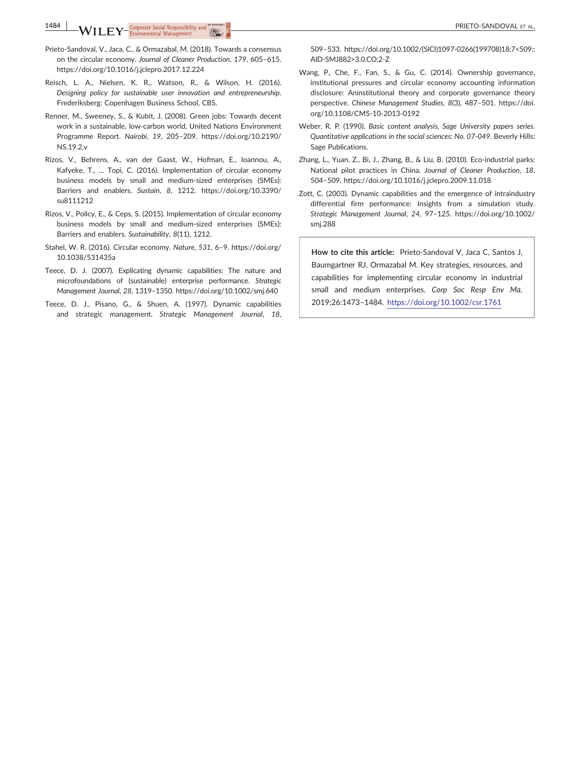Prieto-Sandoval, V., Jaca, C., & Ormazabal, M. (2018). Towards a consensus on the circular economy. *Journal of Cleaner Production*, *179*, 605–615. https://doi.org/10.1016/j.jclepro.2017.12.224

Reisch, L. A., Nielsen, K. R., Watson, R., & Wilson, H. (2016). *Designing policy for sustainable user innovation and entrepreneurship*. Frederiksberg: Copenhagen Business School, CBS.

Renner, M., Sweeney, S., & Kubit, J. (2008). Green jobs: Towards decent work in a sustainable, low-carbon world, United Nations Environment Programme Report. *Nairobi*, *19*, 205–209. https://doi.org/10.2190/NS.19.2.v

Rizos, V., Behrens, A., van der Gaast, W., Hofman, E., Ioannou, A., Kafyeke, T., … Topi, C. (2016). Implementation of circular economy business models by small and medium-sized enterprises (SMEs): Barriers and enablers. *Sustain*, *8*, 1212. https://doi.org/10.3390/su8111212

Rizos, V., Policy, E., & Ceps, S. (2015). Implementation of circular economy business models by small and medium-sized enterprises (SMEs): Barriers and enablers. *Sustainability*, *8*(11), 1212.

Stahel, W. R. (2016). Circular economy. *Nature*, *531*, 6–9. https://doi.org/10.1038/531435a

Teece, D. J. (2007). Explicating dynamic capabilities: The nature and microfoundations of (sustainable) enterprise performance. *Strategic Management Journal*, *28*, 1319–1350. https://doi.org/10.1002/smj.640

Teece, D. J., Pisano, G., & Shuen, A. (1997). Dynamic capabilities and strategic management. *Strategic Management Journal*, *18*, 509–533. https://doi.org/10.1002/(SICI)1097-0266(199708)18:7<509::AID-SMJ882>3.0.CO;2-Z

Wang, P., Che, F., Fan, S., & Gu, C. (2014). Ownership governance, institutional pressures and circular economy accounting information disclosure: Aninstitutional theory and corporate governance theory perspective. *Chinese Management Studies*, *8*(3), 487–501. https://doi.org/10.1108/CMS-10-2013-0192

Weber, R. P. (1990). *Basic content analysis, Sage University papers series. Quantitative applications in the social sciences: No. 07-049*. Beverly Hills: Sage Publications.

Zhang, L., Yuan, Z., Bi, J., Zhang, B., & Liu, B. (2010). Eco-industrial parks: National pilot practices in China. *Journal of Cleaner Production*, *18*, 504–509. https://doi.org/10.1016/j.jclepro.2009.11.018

Zott, C. (2003). Dynamic capabilities and the emergence of intraindustry differential firm performance: Insights from a simulation study. *Strategic Management Journal*, *24*, 97–125. https://doi.org/10.1002/smj.288

**How to cite this article:** Prieto-Sandoval V, Jaca C, Santos J, Baumgartner RJ, Ormazabal M. Key strategies, resources, and capabilities for implementing circular economy in industrial small and medium enterprises. *Corp Soc Resp Env Ma*. 2019;26:1473–1484. https://doi.org/10.1002/csr.1761